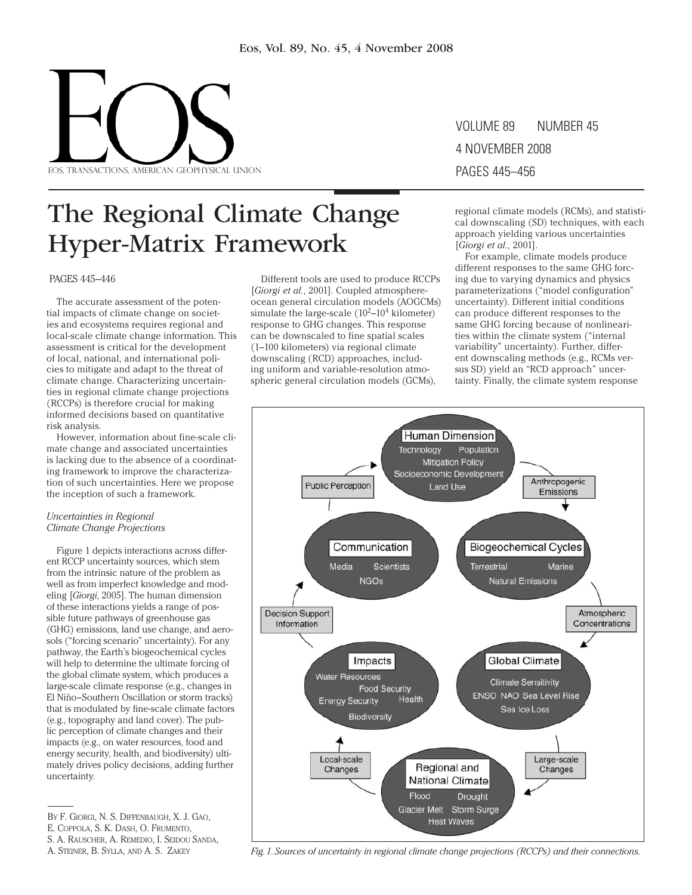# The Regional Climate Change Hyper-Matrix Framework

PAGES 445–446

The accurate assessment of the potential impacts of climate change on societies and ecosystems requires regional and local-scale climate change information. This assessment is critical for the development of local, national, and international policies to mitigate and adapt to the threat of climate change. Characterizing uncertainties in regional climate change projections (RCCPs) is therefore crucial for making informed decisions based on quantitative risk analysis.

However, information about fine-scale climate change and associated uncertainties is lacking due to the absence of a coordinating framework to improve the characterization of such uncertainties. Here we propose the inception of such a framework.

*Uncertainties in Regional Climate Change Projections*

Figure 1 depicts interactions across different RCCP uncertainty sources, which stem from the intrinsic nature of the problem as well as from imperfect knowledge and modeling [*Giorgi*, 2005]. The human dimension of these interactions yields a range of possible future pathways of greenhouse gas (GHG) emissions, land use change, and aerosols ("forcing scenario" uncertainty). For any pathway, the Earth's biogeochemical cycles will help to determine the ultimate forcing of the global climate system, which produces a large-scale climate response (e.g., changes in El Niño–Southern Oscillation or storm tracks) that is modulated by fine-scale climate factors (e.g., topography and land cover). The public perception of climate changes and their impacts (e.g., on water resources, food and energy security, health, and biodiversity) ultimately drives policy decisions, adding further uncertainty.

Different tools are used to produce RCCPs [*Giorgi et al.*, 2001]. Coupled atmosphere-ocean general circulation models (AOGCMs) simulate the large-scale ($10^2$–$10^4$ kilometer) response to GHG changes. This response can be downscaled to fine spatial scales (1–100 kilometers) via regional climate downscaling (RCD) approaches, including uniform and variable-resolution atmospheric general circulation models (GCMs), regional climate models (RCMs), and statistical downscaling (SD) techniques, with each approach yielding various uncertainties [*Giorgi et al.*, 2001].

For example, climate models produce different responses to the same GHG forcing due to varying dynamics and physics parameterizations ("model configuration" uncertainty). Different initial conditions can produce different responses to the same GHG forcing because of nonlinearities within the climate system ("internal variability" uncertainty). Further, different downscaling methods (e.g., RCMs versus SD) yield an "RCD approach" uncertainty. Finally, the climate system response

*Fig. 1. Sources of uncertainty in regional climate change projections (RCCPs) and their connections.*

BY F. GIORGI, N. S. DIFFENBAUGH, X. J. GAO, E. COPPOLA, S. K. DASH, O. FRUMENTO, S. A. RAUSCHER, A. REMEDIO, I. SEIDOU SANDA, A. STEINER, B. SYLLA, AND A. S. ZAKEY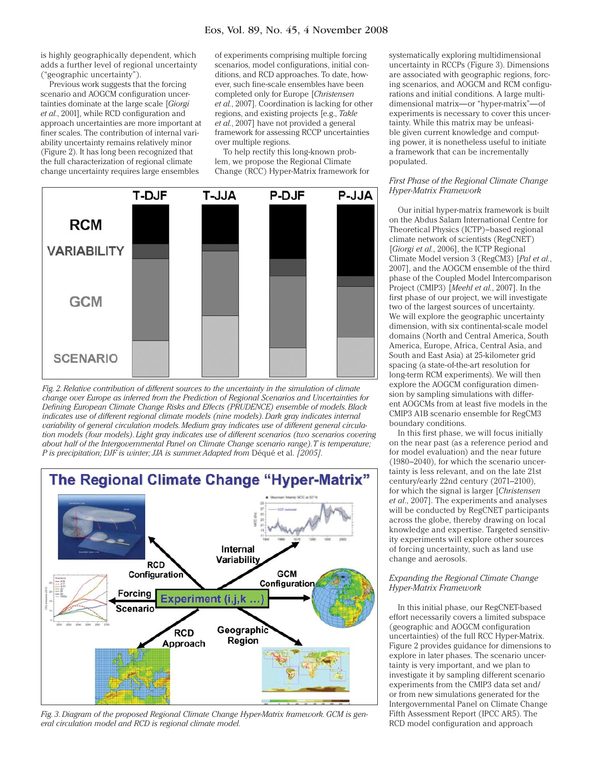is highly geographically dependent, which adds a further level of regional uncertainty ("geographic uncertainty").

Previous work suggests that the forcing scenario and AOGCM configuration uncertainties dominate at the large scale [*Giorgi et al.*, 2001], while RCD configuration and approach uncertainties are more important at finer scales. The contribution of internal variability uncertainty remains relatively minor (Figure 2). It has long been recognized that the full characterization of regional climate change uncertainty requires large ensembles of experiments comprising multiple forcing scenarios, model configurations, initial conditions, and RCD approaches. To date, however, such fine-scale ensembles have been completed only for Europe [*Christensen et al.*, 2007]. Coordination is lacking for other regions, and existing projects [e.g., *Takle et al.*, 2007] have not provided a general framework for assessing RCCP uncertainties over multiple regions.

To help rectify this long-known problem, we propose the Regional Climate Change (RCC) Hyper-Matrix framework for systematically exploring multidimensional uncertainty in RCCPs (Figure 3). Dimensions are associated with geographic regions, forcing scenarios, and AOGCM and RCM configurations and initial conditions. A large multidimensional matrix—or "hyper-matrix"—of experiments is necessary to cover this uncertainty. While this matrix may be unfeasible given current knowledge and computing power, it is nonetheless useful to initiate a framework that can be incrementally populated.

*Fig. 2. Relative contribution of different sources to the uncertainty in the simulation of climate change over Europe as inferred from the Prediction of Regional Scenarios and Uncertainties for Defining European Climate Change Risks and Effects (PRUDENCE) ensemble of models. Black indicates use of different regional climate models (nine models). Dark gray indicates internal variability of general circulation models. Medium gray indicates use of different general circulation models (four models). Light gray indicates use of different scenarios (two scenarios covering about half of the Intergovernmental Panel on Climate Change scenario range). T is temperature; P is precipitation; DJF is winter; JJA is summer. Adapted from* Déqué et al. *[2005].*

*Fig. 3. Diagram of the proposed Regional Climate Change Hyper-Matrix framework. GCM is general circulation model and RCD is regional climate model.*

### *First Phase of the Regional Climate Change Hyper-Matrix Framework*

Our initial hyper-matrix framework is built on the Abdus Salam International Centre for Theoretical Physics (ICTP)–based regional climate network of scientists (RegCNET) [*Giorgi et al.*, 2006], the ICTP Regional Climate Model version 3 (RegCM3) [*Pal et al.*, 2007], and the AOGCM ensemble of the third phase of the Coupled Model Intercomparison Project (CMIP3) [*Meehl et al.*, 2007]. In the first phase of our project, we will investigate two of the largest sources of uncertainty. We will explore the geographic uncertainty dimension, with six continental-scale model domains (North and Central America, South America, Europe, Africa, Central Asia, and South and East Asia) at 25-kilometer grid spacing (a state-of-the-art resolution for long-term RCM experiments). We will then explore the AOGCM configuration dimension by sampling simulations with different AOGCMs from at least five models in the CMIP3 A1B scenario ensemble for RegCM3 boundary conditions.

In this first phase, we will focus initially on the near past (as a reference period and for model evaluation) and the near future (1980–2040), for which the scenario uncertainty is less relevant, and on the late 21st century/early 22nd century (2071–2100), for which the signal is larger [*Christensen et al.*, 2007]. The experiments and analyses will be conducted by RegCNET participants across the globe, thereby drawing on local knowledge and expertise. Targeted sensitivity experiments will explore other sources of forcing uncertainty, such as land use change and aerosols.

### *Expanding the Regional Climate Change Hyper-Matrix Framework*

In this initial phase, our RegCNET-based effort necessarily covers a limited subspace (geographic and AOGCM configuration uncertainties) of the full RCC Hyper-Matrix. Figure 2 provides guidance for dimensions to explore in later phases. The scenario uncertainty is very important, and we plan to investigate it by sampling different scenario experiments from the CMIP3 data set and/or from new simulations generated for the Intergovernmental Panel on Climate Change Fifth Assessment Report (IPCC AR5). The RCD model configuration and approach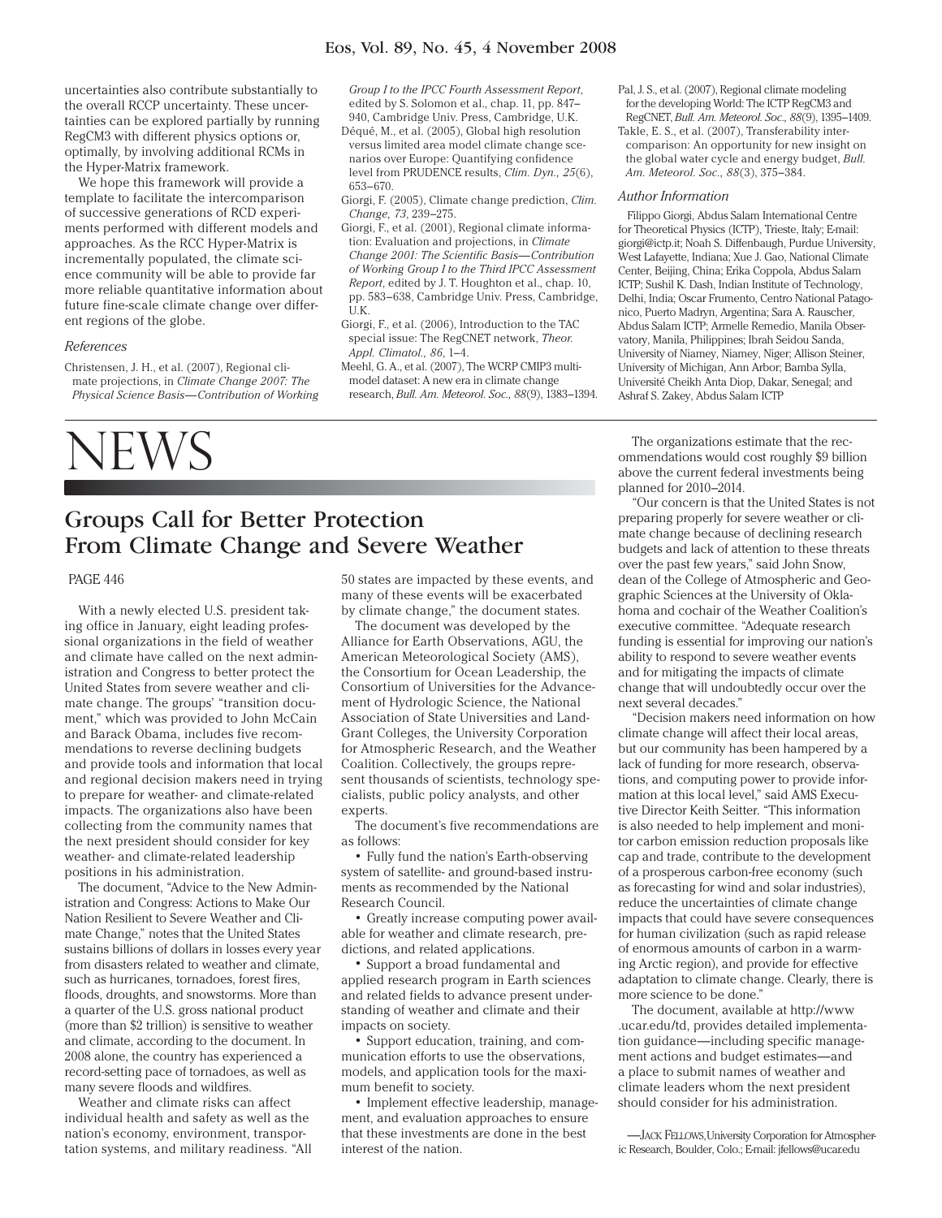uncertainties also contribute substantially to the overall RCCP uncertainty. These uncertainties can be explored partially by running RegCM3 with different physics options or, optimally, by involving additional RCMs in the Hyper-Matrix framework.

We hope this framework will provide a template to facilitate the intercomparison of successive generations of RCD experiments performed with different models and approaches. As the RCC Hyper-Matrix is incrementally populated, the climate science community will be able to provide far more reliable quantitative information about future fine-scale climate change over different regions of the globe.

### References

Christensen, J. H., et al. (2007), Regional climate projections, in *Climate Change 2007: The Physical Science Basis—Contribution of Working Group I to the IPCC Fourth Assessment Report*, edited by S. Solomon et al., chap. 11, pp. 847–940, Cambridge Univ. Press, Cambridge, U.K.

Déqué, M., et al. (2005), Global high resolution versus limited area model climate change scenarios over Europe: Quantifying confidence level from PRUDENCE results, *Clim. Dyn.*, *25*(6), 653–670.

Giorgi, F. (2005), Climate change prediction, *Clim. Change*, *73*, 239–275.

Giorgi, F., et al. (2001), Regional climate information: Evaluation and projections, in *Climate Change 2001: The Scientific Basis—Contribution of Working Group I to the Third IPCC Assessment Report*, edited by J. T. Houghton et al., chap. 10, pp. 583–638, Cambridge Univ. Press, Cambridge, U.K.

Giorgi, F., et al. (2006), Introduction to the TAC special issue: The RegCNET network, *Theor. Appl. Climatol.*, *86*, 1–4.

Meehl, G. A., et al. (2007), The WCRP CMIP3 multimodel dataset: A new era in climate change research, *Bull. Am. Meteorol. Soc.*, *88*(9), 1383–1394.

Pal, J. S., et al. (2007), Regional climate modeling for the developing World: The ICTP RegCM3 and RegCNET, *Bull. Am. Meteorol. Soc.*, *88*(9), 1395–1409.

Takle, E. S., et al. (2007), Transferability intercomparison: An opportunity for new insight on the global water cycle and energy budget, *Bull. Am. Meteorol. Soc.*, *88*(3), 375–384.

### Author Information

Filippo Giorgi, Abdus Salam International Centre for Theoretical Physics (ICTP), Trieste, Italy; E-mail: giorgi@ictp.it; Noah S. Diffenbaugh, Purdue University, West Lafayette, Indiana; Xue J. Gao, National Climate Center, Beijing, China; Erika Coppola, Abdus Salam ICTP; Sushil K. Dash, Indian Institute of Technology, Delhi, India; Oscar Frumento, Centro National Patagonico, Puerto Madryn, Argentina; Sara A. Rauscher, Abdus Salam ICTP; Armelle Remedio, Manila Observatory, Manila, Philippines; Ibrah Seidou Sanda, University of Niamey, Niamey, Niger; Allison Steiner, University of Michigan, Ann Arbor; Bamba Sylla, Université Cheikh Anta Diop, Dakar, Senegal; and Ashraf S. Zakey, Abdus Salam ICTP

# NEWS

## Groups Call for Better Protection From Climate Change and Severe Weather

PAGE 446

With a newly elected U.S. president taking office in January, eight leading professional organizations in the field of weather and climate have called on the next administration and Congress to better protect the United States from severe weather and climate change. The groups' "transition document," which was provided to John McCain and Barack Obama, includes five recommendations to reverse declining budgets and provide tools and information that local and regional decision makers need in trying to prepare for weather- and climate-related impacts. The organizations also have been collecting from the community names that the next president should consider for key weather- and climate-related leadership positions in his administration.

The document, "Advice to the New Administration and Congress: Actions to Make Our Nation Resilient to Severe Weather and Climate Change," notes that the United States sustains billions of dollars in losses every year from disasters related to weather and climate, such as hurricanes, tornadoes, forest fires, floods, droughts, and snowstorms. More than a quarter of the U.S. gross national product (more than $2 trillion) is sensitive to weather and climate, according to the document. In 2008 alone, the country has experienced a record-setting pace of tornadoes, as well as many severe floods and wildfires.

Weather and climate risks can affect individual health and safety as well as the nation's economy, environment, transportation systems, and military readiness. "All 50 states are impacted by these events, and many of these events will be exacerbated by climate change," the document states.

The document was developed by the Alliance for Earth Observations, AGU, the American Meteorological Society (AMS), the Consortium for Ocean Leadership, the Consortium of Universities for the Advancement of Hydrologic Science, the National Association of State Universities and Land-Grant Colleges, the University Corporation for Atmospheric Research, and the Weather Coalition. Collectively, the groups represent thousands of scientists, technology specialists, public policy analysts, and other experts.

The document's five recommendations are as follows:

- Fully fund the nation's Earth-observing system of satellite- and ground-based instruments as recommended by the National Research Council.
- Greatly increase computing power available for weather and climate research, predictions, and related applications.
- Support a broad fundamental and applied research program in Earth sciences and related fields to advance present understanding of weather and climate and their impacts on society.
- Support education, training, and communication efforts to use the observations, models, and application tools for the maximum benefit to society.
- Implement effective leadership, management, and evaluation approaches to ensure that these investments are done in the best interest of the nation.

The organizations estimate that the recommendations would cost roughly $9 billion above the current federal investments being planned for 2010–2014.

"Our concern is that the United States is not preparing properly for severe weather or climate change because of declining research budgets and lack of attention to these threats over the past few years," said John Snow, dean of the College of Atmospheric and Geographic Sciences at the University of Oklahoma and cochair of the Weather Coalition's executive committee. "Adequate research funding is essential for improving our nation's ability to respond to severe weather events and for mitigating the impacts of climate change that will undoubtedly occur over the next several decades."

"Decision makers need information on how climate change will affect their local areas, but our community has been hampered by a lack of funding for more research, observations, and computing power to provide information at this local level," said AMS Executive Director Keith Seitter. "This information is also needed to help implement and monitor carbon emission reduction proposals like cap and trade, contribute to the development of a prosperous carbon-free economy (such as forecasting for wind and solar industries), reduce the uncertainties of climate change impacts that could have severe consequences for human civilization (such as rapid release of enormous amounts of carbon in a warming Arctic region), and provide for effective adaptation to climate change. Clearly, there is more science to be done."

The document, available at http://www.ucar.edu/td, provides detailed implementation guidance—including specific management actions and budget estimates—and a place to submit names of weather and climate leaders whom the next president should consider for his administration.

—Jack Fellows, University Corporation for Atmospheric Research, Boulder, Colo.; E-mail: jfellows@ucar.edu